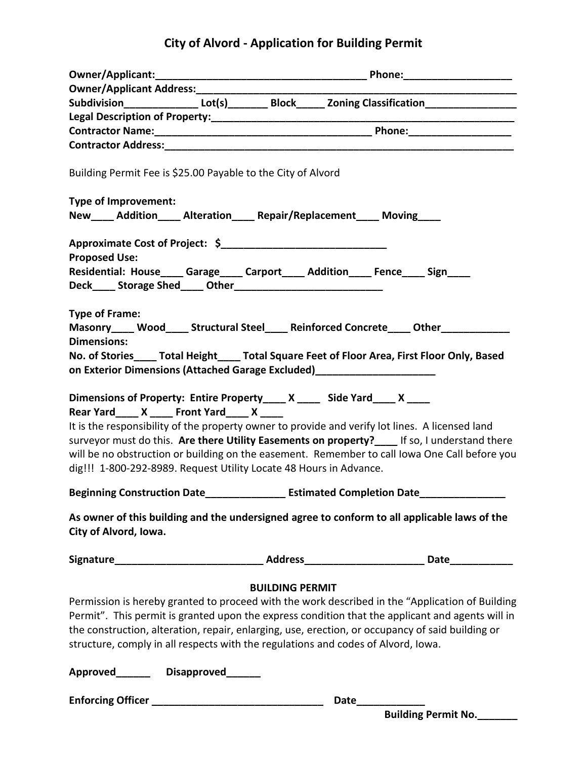# City of Alvord - Application for Building Permit

**Owner/Applicant:**_____________________________________ **Phone:**__________________
**Owner/Applicant Address:**_______________________________________________________
**Subdivision**____________ **Lot(s)**_______ **Block**_____ **Zoning Classification**_______________
**Legal Description of Property:**___________________________________________________
**Contractor Name:**______________________________________ **Phone:**_________________
**Contractor Address:**_____________________________________________________________

Building Permit Fee is $25.00 Payable to the City of Alvord

**Type of Improvement:**
**New**____ **Addition**____ **Alteration**____ **Repair/Replacement**____ **Moving**____

**Approximate Cost of Project: $**____________________________
**Proposed Use:**
**Residential: House**____ **Garage**____ **Carport**____ **Addition**____ **Fence**____ **Sign**____
**Deck**____ **Storage Shed**____ **Other**_________________________

**Type of Frame:**
**Masonry**____ **Wood**____ **Structural Steel**____ **Reinforced Concrete**____ **Other**____________
**Dimensions:**
**No. of Stories**____ **Total Height**____ **Total Square Feet of Floor Area, First Floor Only, Based on Exterior Dimensions (Attached Garage Excluded)**____________________

**Dimensions of Property: Entire Property**____ **X** ____ **Side Yard**____ **X** ____
**Rear Yard**____ **X** ____ **Front Yard**____ **X** ____
It is the responsibility of the property owner to provide and verify lot lines. A licensed land surveyor must do this. **Are there Utility Easements on property?**____ If so, I understand there will be no obstruction or building on the easement. Remember to call Iowa One Call before you dig!!! 1-800-292-8989. Request Utility Locate 48 Hours in Advance.

**Beginning Construction Date**______________ **Estimated Completion Date**______________

**As owner of this building and the undersigned agree to conform to all applicable laws of the City of Alvord, Iowa.**

**Signature**__________________________ **Address**____________________ **Date**___________

## BUILDING PERMIT

Permission is hereby granted to proceed with the work described in the "Application of Building Permit". This permit is granted upon the express condition that the applicant and agents will in the construction, alteration, repair, enlarging, use, erection, or occupancy of said building or structure, comply in all respects with the regulations and codes of Alvord, Iowa.

**Approved**______ **Disapproved**______

**Enforcing Officer** ______________________________ **Date**____________

**Building Permit No.**_______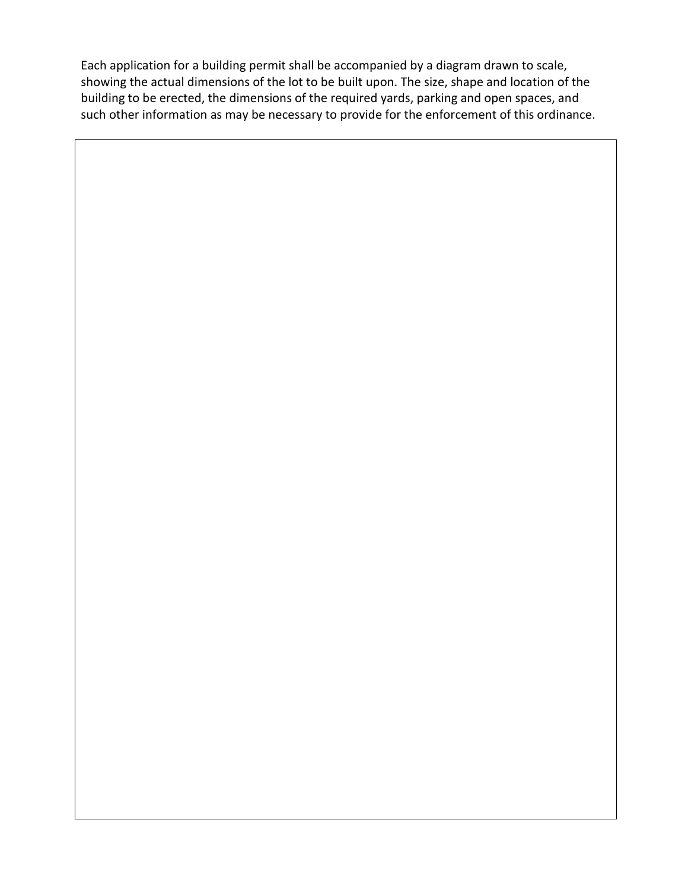Each application for a building permit shall be accompanied by a diagram drawn to scale, showing the actual dimensions of the lot to be built upon. The size, shape and location of the building to be erected, the dimensions of the required yards, parking and open spaces, and such other information as may be necessary to provide for the enforcement of this ordinance.